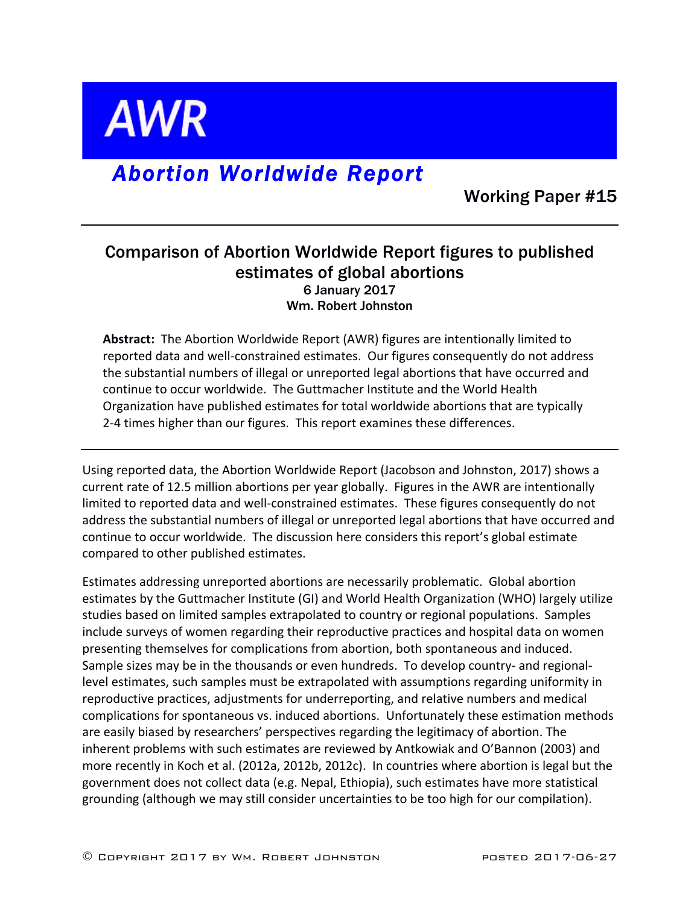# AWR

## *Abortion Worldwide Report*

Working Paper #15

---

### Comparison of Abortion Worldwide Report figures to published estimates of global abortions

6 January 2017

Wm. Robert Johnston

**Abstract:** The Abortion Worldwide Report (AWR) figures are intentionally limited to reported data and well-constrained estimates. Our figures consequently do not address the substantial numbers of illegal or unreported legal abortions that have occurred and continue to occur worldwide. The Guttmacher Institute and the World Health Organization have published estimates for total worldwide abortions that are typically 2-4 times higher than our figures. This report examines these differences.

---

Using reported data, the Abortion Worldwide Report (Jacobson and Johnston, 2017) shows a current rate of 12.5 million abortions per year globally. Figures in the AWR are intentionally limited to reported data and well-constrained estimates. These figures consequently do not address the substantial numbers of illegal or unreported legal abortions that have occurred and continue to occur worldwide. The discussion here considers this report's global estimate compared to other published estimates.

Estimates addressing unreported abortions are necessarily problematic. Global abortion estimates by the Guttmacher Institute (GI) and World Health Organization (WHO) largely utilize studies based on limited samples extrapolated to country or regional populations. Samples include surveys of women regarding their reproductive practices and hospital data on women presenting themselves for complications from abortion, both spontaneous and induced. Sample sizes may be in the thousands or even hundreds. To develop country- and regional-level estimates, such samples must be extrapolated with assumptions regarding uniformity in reproductive practices, adjustments for underreporting, and relative numbers and medical complications for spontaneous vs. induced abortions. Unfortunately these estimation methods are easily biased by researchers' perspectives regarding the legitimacy of abortion. The inherent problems with such estimates are reviewed by Antkowiak and O'Bannon (2003) and more recently in Koch et al. (2012a, 2012b, 2012c). In countries where abortion is legal but the government does not collect data (e.g. Nepal, Ethiopia), such estimates have more statistical grounding (although we may still consider uncertainties to be too high for our compilation).

© Copyright 2017 by Wm. Robert Johnston posted 2017-06-27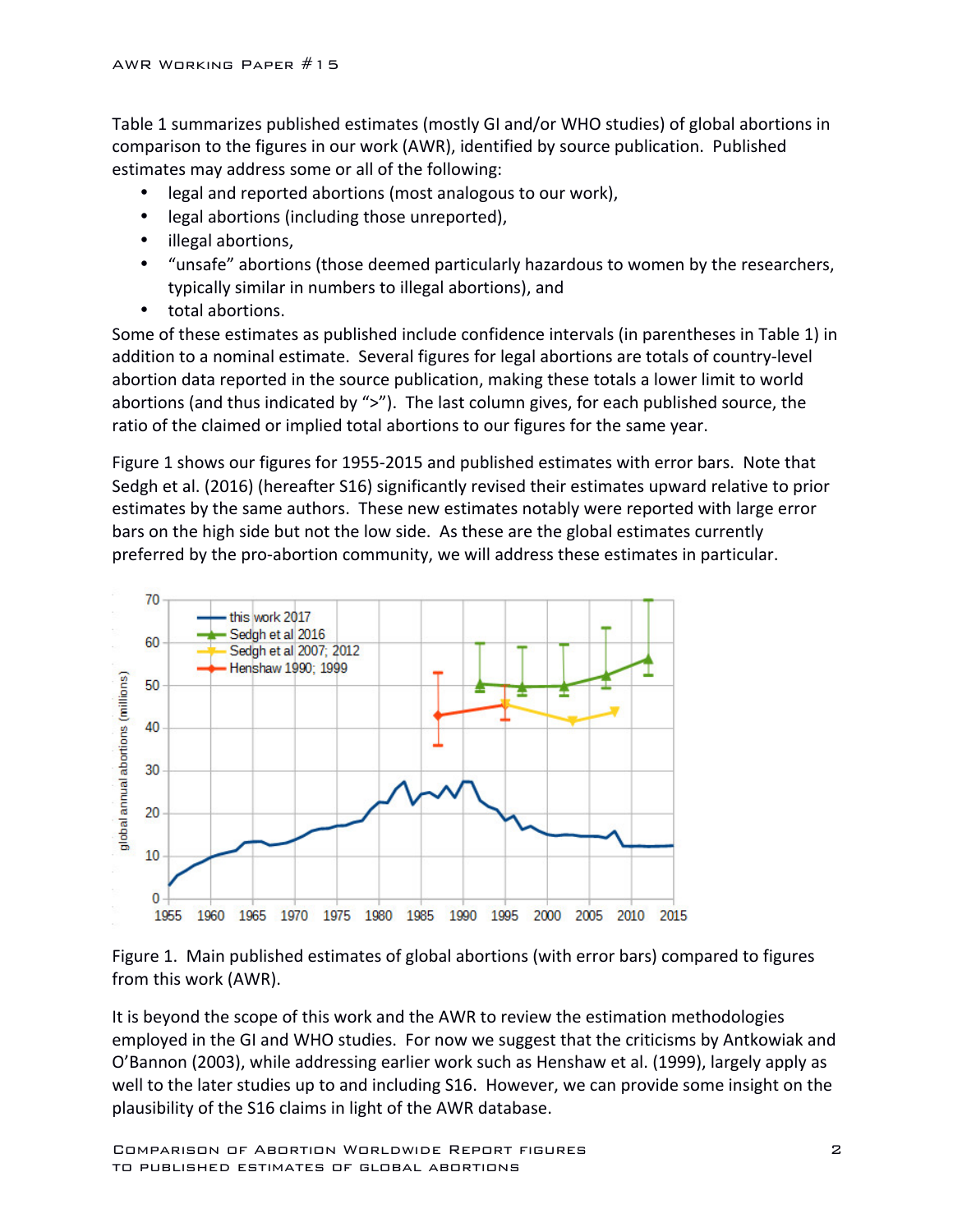Table 1 summarizes published estimates (mostly GI and/or WHO studies) of global abortions in comparison to the figures in our work (AWR), identified by source publication. Published estimates may address some or all of the following:

- legal and reported abortions (most analogous to our work),
- legal abortions (including those unreported),
- illegal abortions,
- "unsafe" abortions (those deemed particularly hazardous to women by the researchers, typically similar in numbers to illegal abortions), and
- total abortions.

Some of these estimates as published include confidence intervals (in parentheses in Table 1) in addition to a nominal estimate. Several figures for legal abortions are totals of country-level abortion data reported in the source publication, making these totals a lower limit to world abortions (and thus indicated by ">"). The last column gives, for each published source, the ratio of the claimed or implied total abortions to our figures for the same year.

Figure 1 shows our figures for 1955-2015 and published estimates with error bars. Note that Sedgh et al. (2016) (hereafter S16) significantly revised their estimates upward relative to prior estimates by the same authors. These new estimates notably were reported with large error bars on the high side but not the low side. As these are the global estimates currently preferred by the pro-abortion community, we will address these estimates in particular.

Figure 1. Main published estimates of global abortions (with error bars) compared to figures from this work (AWR).

It is beyond the scope of this work and the AWR to review the estimation methodologies employed in the GI and WHO studies. For now we suggest that the criticisms by Antkowiak and O'Bannon (2003), while addressing earlier work such as Henshaw et al. (1999), largely apply as well to the later studies up to and including S16. However, we can provide some insight on the plausibility of the S16 claims in light of the AWR database.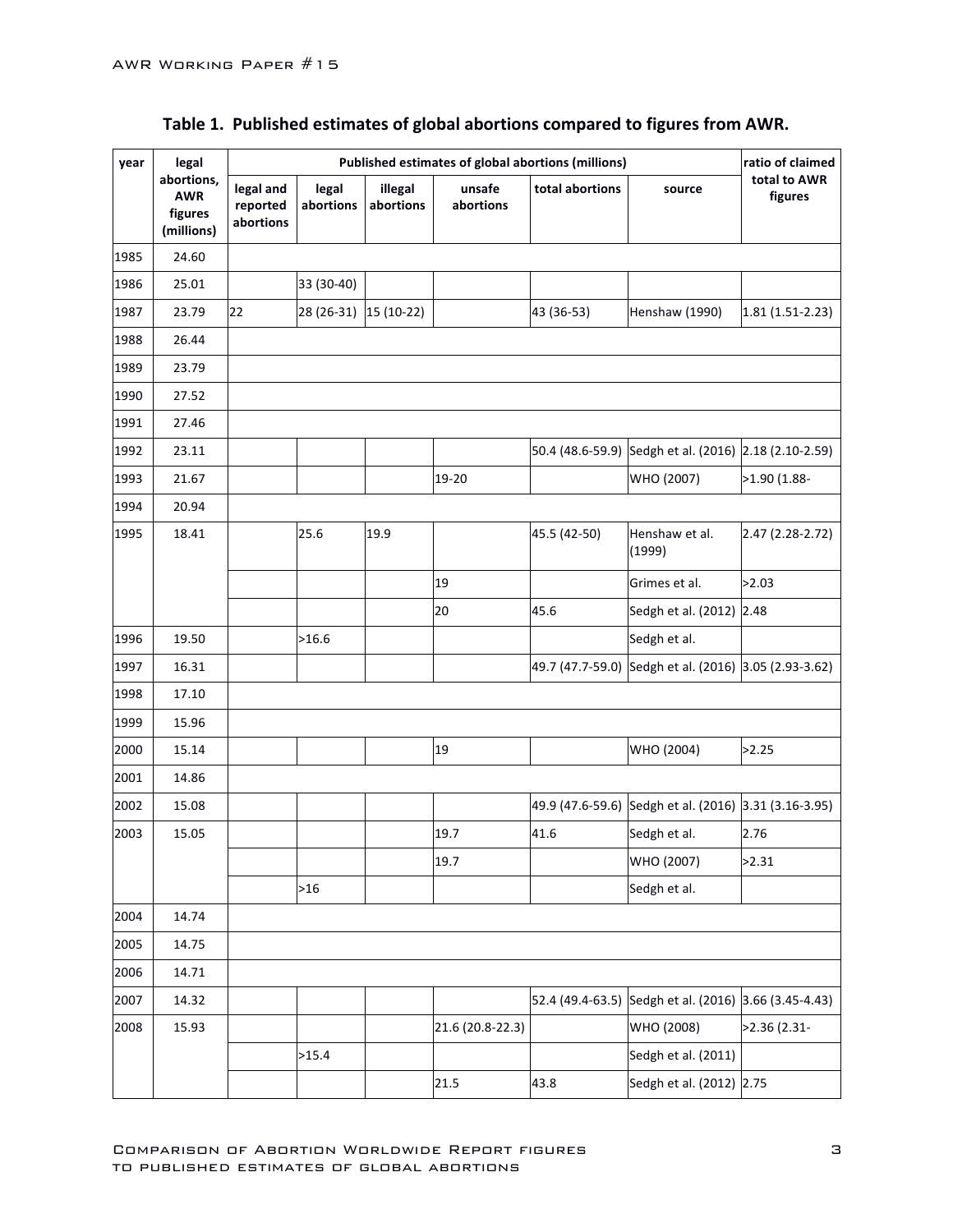**Table 1. Published estimates of global abortions compared to figures from AWR.**

| year | legal abortions, AWR figures (millions) | Published estimates of global abortions (millions) | | | | | | ratio of claimed total to AWR figures |
|---|---|---|---|---|---|---|---|---|
| | | legal and reported abortions | legal abortions | illegal abortions | unsafe abortions | total abortions | source | |
| 1985 | 24.60 | | | | | | | |
| 1986 | 25.01 | | 33 (30-40) | | | | | |
| 1987 | 23.79 | 22 | 28 (26-31) | 15 (10-22) | | 43 (36-53) | Henshaw (1990) | 1.81 (1.51-2.23) |
| 1988 | 26.44 | | | | | | | |
| 1989 | 23.79 | | | | | | | |
| 1990 | 27.52 | | | | | | | |
| 1991 | 27.46 | | | | | | | |
| 1992 | 23.11 | | | | | 50.4 (48.6-59.9) | Sedgh et al. (2016) | 2.18 (2.10-2.59) |
| 1993 | 21.67 | | | | 19-20 | | WHO (2007) | >1.90 (1.88- |
| 1994 | 20.94 | | | | | | | |
| 1995 | 18.41 | | 25.6 | 19.9 | | 45.5 (42-50) | Henshaw et al. (1999) | 2.47 (2.28-2.72) |
| | | | | | 19 | | Grimes et al. | >2.03 |
| | | | | | 20 | 45.6 | Sedgh et al. (2012) | 2.48 |
| 1996 | 19.50 | | >16.6 | | | | Sedgh et al. | |
| 1997 | 16.31 | | | | | 49.7 (47.7-59.0) | Sedgh et al. (2016) | 3.05 (2.93-3.62) |
| 1998 | 17.10 | | | | | | | |
| 1999 | 15.96 | | | | | | | |
| 2000 | 15.14 | | | | 19 | | WHO (2004) | >2.25 |
| 2001 | 14.86 | | | | | | | |
| 2002 | 15.08 | | | | | 49.9 (47.6-59.6) | Sedgh et al. (2016) | 3.31 (3.16-3.95) |
| 2003 | 15.05 | | | | 19.7 | 41.6 | Sedgh et al. | 2.76 |
| | | | | | 19.7 | | WHO (2007) | >2.31 |
| | | | >16 | | | | Sedgh et al. | |
| 2004 | 14.74 | | | | | | | |
| 2005 | 14.75 | | | | | | | |
| 2006 | 14.71 | | | | | | | |
| 2007 | 14.32 | | | | | 52.4 (49.4-63.5) | Sedgh et al. (2016) | 3.66 (3.45-4.43) |
| 2008 | 15.93 | | | | 21.6 (20.8-22.3) | | WHO (2008) | >2.36 (2.31- |
| | | | >15.4 | | | | Sedgh et al. (2011) | |
| | | | | | 21.5 | 43.8 | Sedgh et al. (2012) | 2.75 |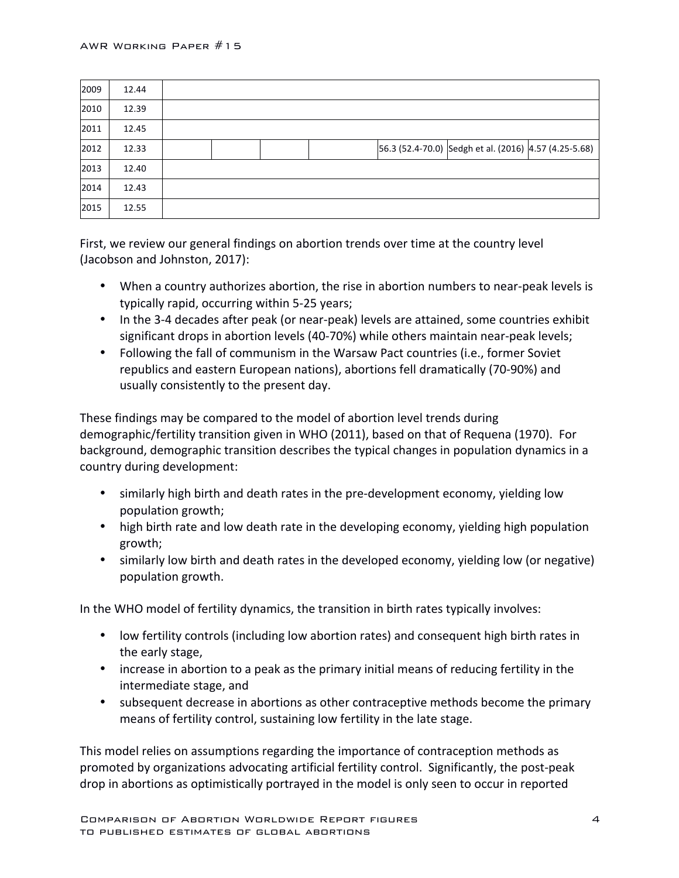| 2009 | 12.44 | | | | | | | |
|---|---|---|---|---|---|---|---|---|
| 2010 | 12.39 | | | | | | | |
| 2011 | 12.45 | | | | | | | |
| 2012 | 12.33 | | | | | 56.3 (52.4-70.0) | Sedgh et al. (2016) | 4.57 (4.25-5.68) |
| 2013 | 12.40 | | | | | | | |
| 2014 | 12.43 | | | | | | | |
| 2015 | 12.55 | | | | | | | |

First, we review our general findings on abortion trends over time at the country level (Jacobson and Johnston, 2017):

- When a country authorizes abortion, the rise in abortion numbers to near-peak levels is typically rapid, occurring within 5-25 years;
- In the 3-4 decades after peak (or near-peak) levels are attained, some countries exhibit significant drops in abortion levels (40-70%) while others maintain near-peak levels;
- Following the fall of communism in the Warsaw Pact countries (i.e., former Soviet republics and eastern European nations), abortions fell dramatically (70-90%) and usually consistently to the present day.

These findings may be compared to the model of abortion level trends during demographic/fertility transition given in WHO (2011), based on that of Requena (1970). For background, demographic transition describes the typical changes in population dynamics in a country during development:

- similarly high birth and death rates in the pre-development economy, yielding low population growth;
- high birth rate and low death rate in the developing economy, yielding high population growth;
- similarly low birth and death rates in the developed economy, yielding low (or negative) population growth.

In the WHO model of fertility dynamics, the transition in birth rates typically involves:

- low fertility controls (including low abortion rates) and consequent high birth rates in the early stage,
- increase in abortion to a peak as the primary initial means of reducing fertility in the intermediate stage, and
- subsequent decrease in abortions as other contraceptive methods become the primary means of fertility control, sustaining low fertility in the late stage.

This model relies on assumptions regarding the importance of contraception methods as promoted by organizations advocating artificial fertility control. Significantly, the post-peak drop in abortions as optimistically portrayed in the model is only seen to occur in reported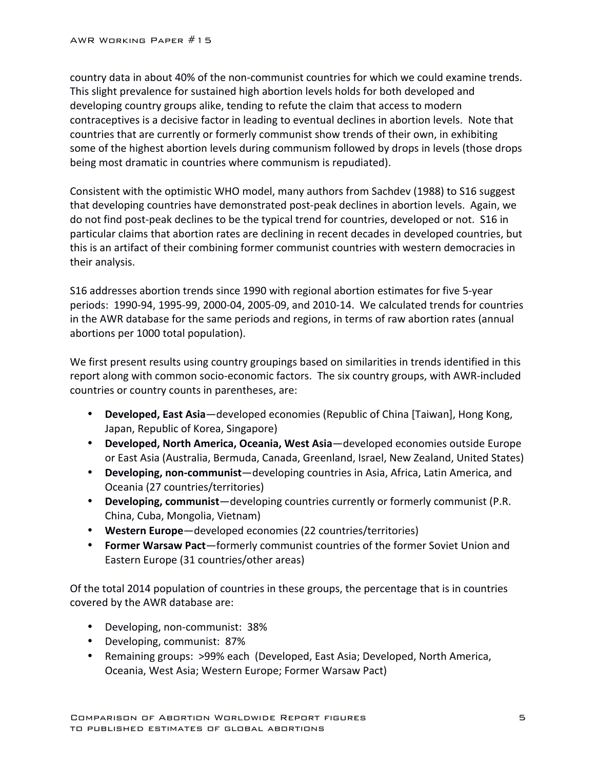country data in about 40% of the non-communist countries for which we could examine trends. This slight prevalence for sustained high abortion levels holds for both developed and developing country groups alike, tending to refute the claim that access to modern contraceptives is a decisive factor in leading to eventual declines in abortion levels. Note that countries that are currently or formerly communist show trends of their own, in exhibiting some of the highest abortion levels during communism followed by drops in levels (those drops being most dramatic in countries where communism is repudiated).

Consistent with the optimistic WHO model, many authors from Sachdev (1988) to S16 suggest that developing countries have demonstrated post-peak declines in abortion levels. Again, we do not find post-peak declines to be the typical trend for countries, developed or not. S16 in particular claims that abortion rates are declining in recent decades in developed countries, but this is an artifact of their combining former communist countries with western democracies in their analysis.

S16 addresses abortion trends since 1990 with regional abortion estimates for five 5-year periods: 1990-94, 1995-99, 2000-04, 2005-09, and 2010-14. We calculated trends for countries in the AWR database for the same periods and regions, in terms of raw abortion rates (annual abortions per 1000 total population).

We first present results using country groupings based on similarities in trends identified in this report along with common socio-economic factors. The six country groups, with AWR-included countries or country counts in parentheses, are:

- **Developed, East Asia**—developed economies (Republic of China [Taiwan], Hong Kong, Japan, Republic of Korea, Singapore)
- **Developed, North America, Oceania, West Asia**—developed economies outside Europe or East Asia (Australia, Bermuda, Canada, Greenland, Israel, New Zealand, United States)
- **Developing, non-communist**—developing countries in Asia, Africa, Latin America, and Oceania (27 countries/territories)
- **Developing, communist**—developing countries currently or formerly communist (P.R. China, Cuba, Mongolia, Vietnam)
- **Western Europe**—developed economies (22 countries/territories)
- **Former Warsaw Pact**—formerly communist countries of the former Soviet Union and Eastern Europe (31 countries/other areas)

Of the total 2014 population of countries in these groups, the percentage that is in countries covered by the AWR database are:

- Developing, non-communist: 38%
- Developing, communist: 87%
- Remaining groups: >99% each (Developed, East Asia; Developed, North America, Oceania, West Asia; Western Europe; Former Warsaw Pact)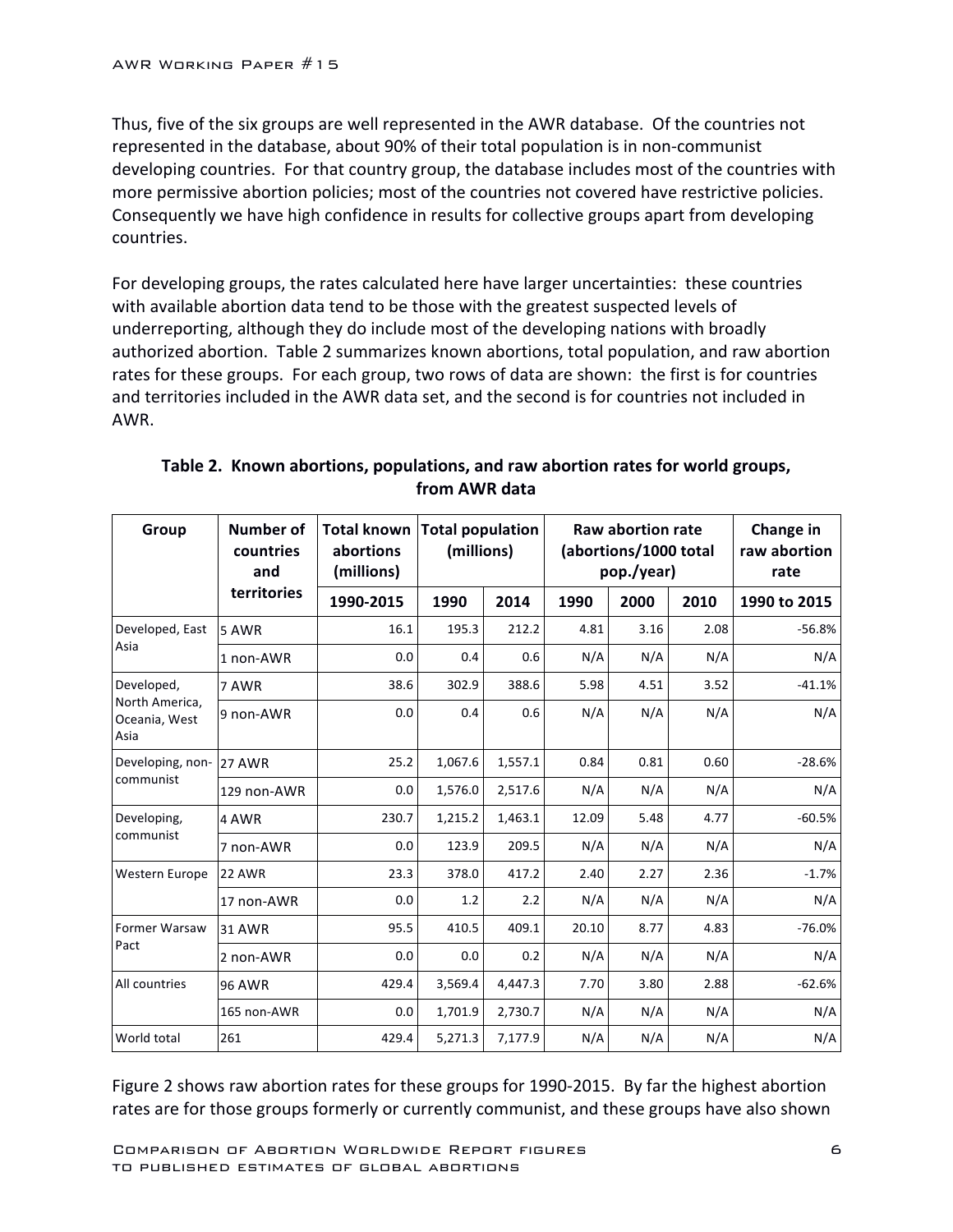Thus, five of the six groups are well represented in the AWR database. Of the countries not represented in the database, about 90% of their total population is in non-communist developing countries. For that country group, the database includes most of the countries with more permissive abortion policies; most of the countries not covered have restrictive policies. Consequently we have high confidence in results for collective groups apart from developing countries.

For developing groups, the rates calculated here have larger uncertainties: these countries with available abortion data tend to be those with the greatest suspected levels of underreporting, although they do include most of the developing nations with broadly authorized abortion. Table 2 summarizes known abortions, total population, and raw abortion rates for these groups. For each group, two rows of data are shown: the first is for countries and territories included in the AWR data set, and the second is for countries not included in AWR.

**Table 2. Known abortions, populations, and raw abortion rates for world groups, from AWR data**

| Group | Number of countries and territories | Total known abortions (millions) | Total population (millions) | | Raw abortion rate (abortions/1000 total pop./year) | | | Change in raw abortion rate |
|---|---|---|---|---|---|---|---|---|
| | | 1990-2015 | 1990 | 2014 | 1990 | 2000 | 2010 | 1990 to 2015 |
| Developed, East Asia | 5 AWR | 16.1 | 195.3 | 212.2 | 4.81 | 3.16 | 2.08 | -56.8% |
| | 1 non-AWR | 0.0 | 0.4 | 0.6 | N/A | N/A | N/A | N/A |
| Developed, North America, Oceania, West Asia | 7 AWR | 38.6 | 302.9 | 388.6 | 5.98 | 4.51 | 3.52 | -41.1% |
| | 9 non-AWR | 0.0 | 0.4 | 0.6 | N/A | N/A | N/A | N/A |
| Developing, non-communist | 27 AWR | 25.2 | 1,067.6 | 1,557.1 | 0.84 | 0.81 | 0.60 | -28.6% |
| | 129 non-AWR | 0.0 | 1,576.0 | 2,517.6 | N/A | N/A | N/A | N/A |
| Developing, communist | 4 AWR | 230.7 | 1,215.2 | 1,463.1 | 12.09 | 5.48 | 4.77 | -60.5% |
| | 7 non-AWR | 0.0 | 123.9 | 209.5 | N/A | N/A | N/A | N/A |
| Western Europe | 22 AWR | 23.3 | 378.0 | 417.2 | 2.40 | 2.27 | 2.36 | -1.7% |
| | 17 non-AWR | 0.0 | 1.2 | 2.2 | N/A | N/A | N/A | N/A |
| Former Warsaw Pact | 31 AWR | 95.5 | 410.5 | 409.1 | 20.10 | 8.77 | 4.83 | -76.0% |
| | 2 non-AWR | 0.0 | 0.0 | 0.2 | N/A | N/A | N/A | N/A |
| All countries | 96 AWR | 429.4 | 3,569.4 | 4,447.3 | 7.70 | 3.80 | 2.88 | -62.6% |
| | 165 non-AWR | 0.0 | 1,701.9 | 2,730.7 | N/A | N/A | N/A | N/A |
| World total | 261 | 429.4 | 5,271.3 | 7,177.9 | N/A | N/A | N/A | N/A |

Figure 2 shows raw abortion rates for these groups for 1990-2015. By far the highest abortion rates are for those groups formerly or currently communist, and these groups have also shown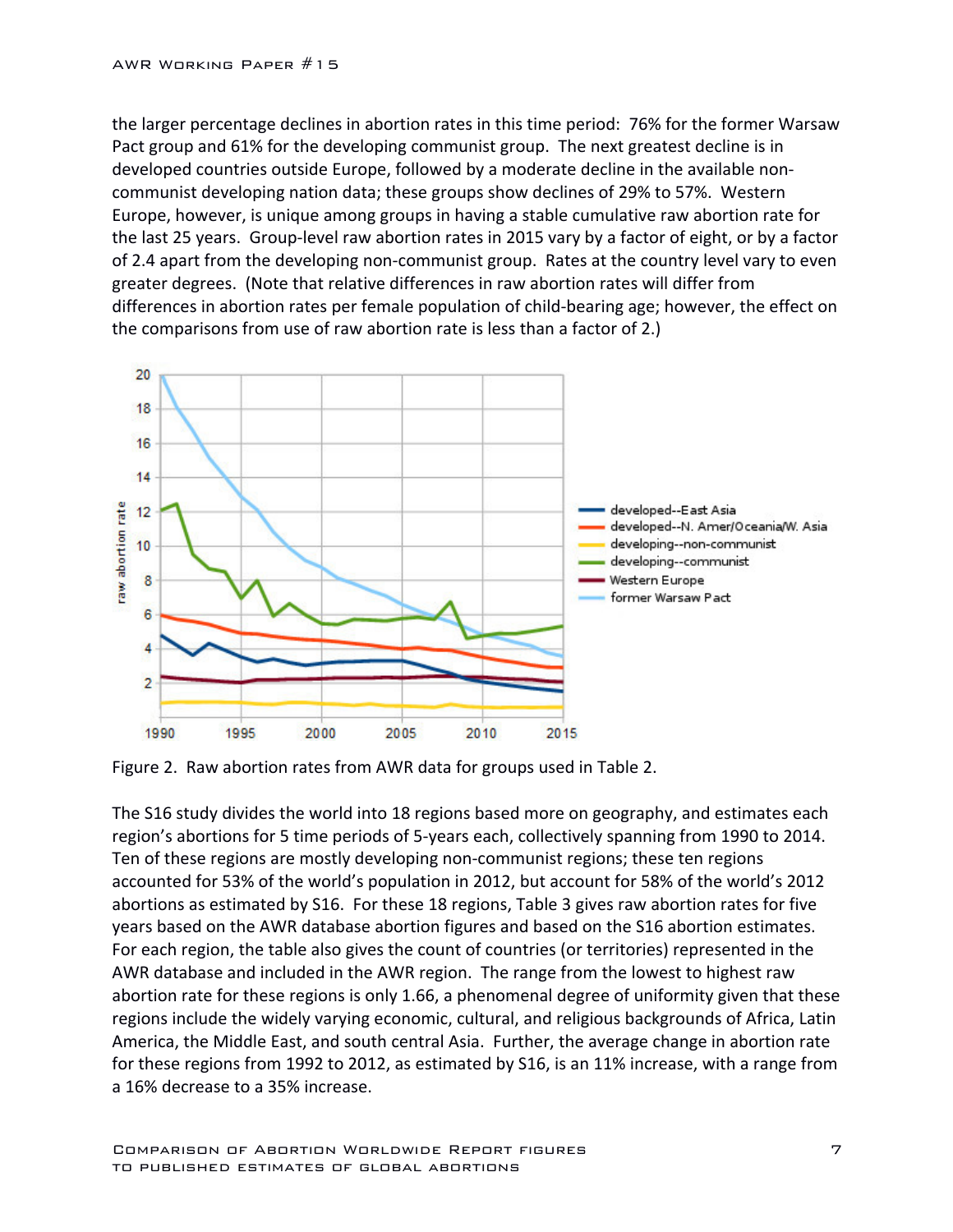the larger percentage declines in abortion rates in this time period: 76% for the former Warsaw Pact group and 61% for the developing communist group. The next greatest decline is in developed countries outside Europe, followed by a moderate decline in the available non-communist developing nation data; these groups show declines of 29% to 57%. Western Europe, however, is unique among groups in having a stable cumulative raw abortion rate for the last 25 years. Group-level raw abortion rates in 2015 vary by a factor of eight, or by a factor of 2.4 apart from the developing non-communist group. Rates at the country level vary to even greater degrees. (Note that relative differences in raw abortion rates will differ from differences in abortion rates per female population of child-bearing age; however, the effect on the comparisons from use of raw abortion rate is less than a factor of 2.)

Figure 2. Raw abortion rates from AWR data for groups used in Table 2.

The S16 study divides the world into 18 regions based more on geography, and estimates each region's abortions for 5 time periods of 5-years each, collectively spanning from 1990 to 2014. Ten of these regions are mostly developing non-communist regions; these ten regions accounted for 53% of the world's population in 2012, but account for 58% of the world's 2012 abortions as estimated by S16. For these 18 regions, Table 3 gives raw abortion rates for five years based on the AWR database abortion figures and based on the S16 abortion estimates. For each region, the table also gives the count of countries (or territories) represented in the AWR database and included in the AWR region. The range from the lowest to highest raw abortion rate for these regions is only 1.66, a phenomenal degree of uniformity given that these regions include the widely varying economic, cultural, and religious backgrounds of Africa, Latin America, the Middle East, and south central Asia. Further, the average change in abortion rate for these regions from 1992 to 2012, as estimated by S16, is an 11% increase, with a range from a 16% decrease to a 35% increase.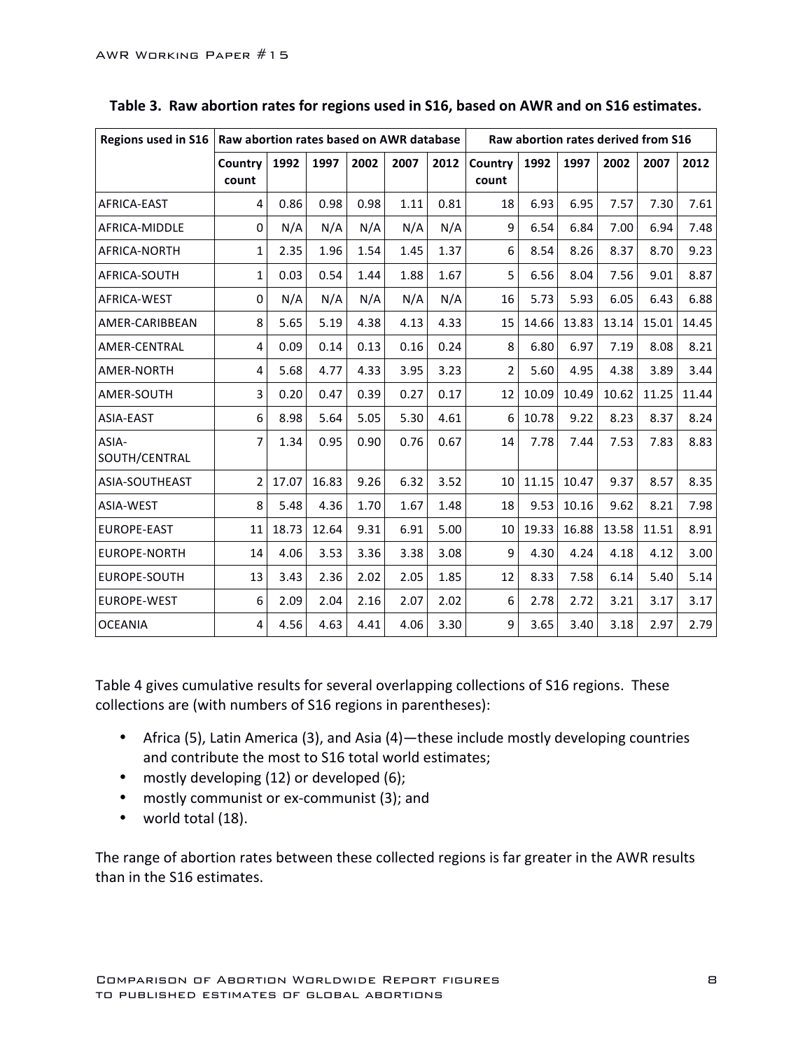**Table 3. Raw abortion rates for regions used in S16, based on AWR and on S16 estimates.**

| Regions used in S16 | Raw abortion rates based on AWR database | | | | | | Raw abortion rates derived from S16 | | | | | |
|---|---|---|---|---|---|---|---|---|---|---|---|---|
| | Country count | 1992 | 1997 | 2002 | 2007 | 2012 | Country count | 1992 | 1997 | 2002 | 2007 | 2012 |
| AFRICA-EAST | 4 | 0.86 | 0.98 | 0.98 | 1.11 | 0.81 | 18 | 6.93 | 6.95 | 7.57 | 7.30 | 7.61 |
| AFRICA-MIDDLE | 0 | N/A | N/A | N/A | N/A | N/A | 9 | 6.54 | 6.84 | 7.00 | 6.94 | 7.48 |
| AFRICA-NORTH | 1 | 2.35 | 1.96 | 1.54 | 1.45 | 1.37 | 6 | 8.54 | 8.26 | 8.37 | 8.70 | 9.23 |
| AFRICA-SOUTH | 1 | 0.03 | 0.54 | 1.44 | 1.88 | 1.67 | 5 | 6.56 | 8.04 | 7.56 | 9.01 | 8.87 |
| AFRICA-WEST | 0 | N/A | N/A | N/A | N/A | N/A | 16 | 5.73 | 5.93 | 6.05 | 6.43 | 6.88 |
| AMER-CARIBBEAN | 8 | 5.65 | 5.19 | 4.38 | 4.13 | 4.33 | 15 | 14.66 | 13.83 | 13.14 | 15.01 | 14.45 |
| AMER-CENTRAL | 4 | 0.09 | 0.14 | 0.13 | 0.16 | 0.24 | 8 | 6.80 | 6.97 | 7.19 | 8.08 | 8.21 |
| AMER-NORTH | 4 | 5.68 | 4.77 | 4.33 | 3.95 | 3.23 | 2 | 5.60 | 4.95 | 4.38 | 3.89 | 3.44 |
| AMER-SOUTH | 3 | 0.20 | 0.47 | 0.39 | 0.27 | 0.17 | 12 | 10.09 | 10.49 | 10.62 | 11.25 | 11.44 |
| ASIA-EAST | 6 | 8.98 | 5.64 | 5.05 | 5.30 | 4.61 | 6 | 10.78 | 9.22 | 8.23 | 8.37 | 8.24 |
| ASIA-SOUTH/CENTRAL | 7 | 1.34 | 0.95 | 0.90 | 0.76 | 0.67 | 14 | 7.78 | 7.44 | 7.53 | 7.83 | 8.83 |
| ASIA-SOUTHEAST | 2 | 17.07 | 16.83 | 9.26 | 6.32 | 3.52 | 10 | 11.15 | 10.47 | 9.37 | 8.57 | 8.35 |
| ASIA-WEST | 8 | 5.48 | 4.36 | 1.70 | 1.67 | 1.48 | 18 | 9.53 | 10.16 | 9.62 | 8.21 | 7.98 |
| EUROPE-EAST | 11 | 18.73 | 12.64 | 9.31 | 6.91 | 5.00 | 10 | 19.33 | 16.88 | 13.58 | 11.51 | 8.91 |
| EUROPE-NORTH | 14 | 4.06 | 3.53 | 3.36 | 3.38 | 3.08 | 9 | 4.30 | 4.24 | 4.18 | 4.12 | 3.00 |
| EUROPE-SOUTH | 13 | 3.43 | 2.36 | 2.02 | 2.05 | 1.85 | 12 | 8.33 | 7.58 | 6.14 | 5.40 | 5.14 |
| EUROPE-WEST | 6 | 2.09 | 2.04 | 2.16 | 2.07 | 2.02 | 6 | 2.78 | 2.72 | 3.21 | 3.17 | 3.17 |
| OCEANIA | 4 | 4.56 | 4.63 | 4.41 | 4.06 | 3.30 | 9 | 3.65 | 3.40 | 3.18 | 2.97 | 2.79 |

Table 4 gives cumulative results for several overlapping collections of S16 regions. These collections are (with numbers of S16 regions in parentheses):

- Africa (5), Latin America (3), and Asia (4)—these include mostly developing countries and contribute the most to S16 total world estimates;
- mostly developing (12) or developed (6);
- mostly communist or ex-communist (3); and
- world total (18).

The range of abortion rates between these collected regions is far greater in the AWR results than in the S16 estimates.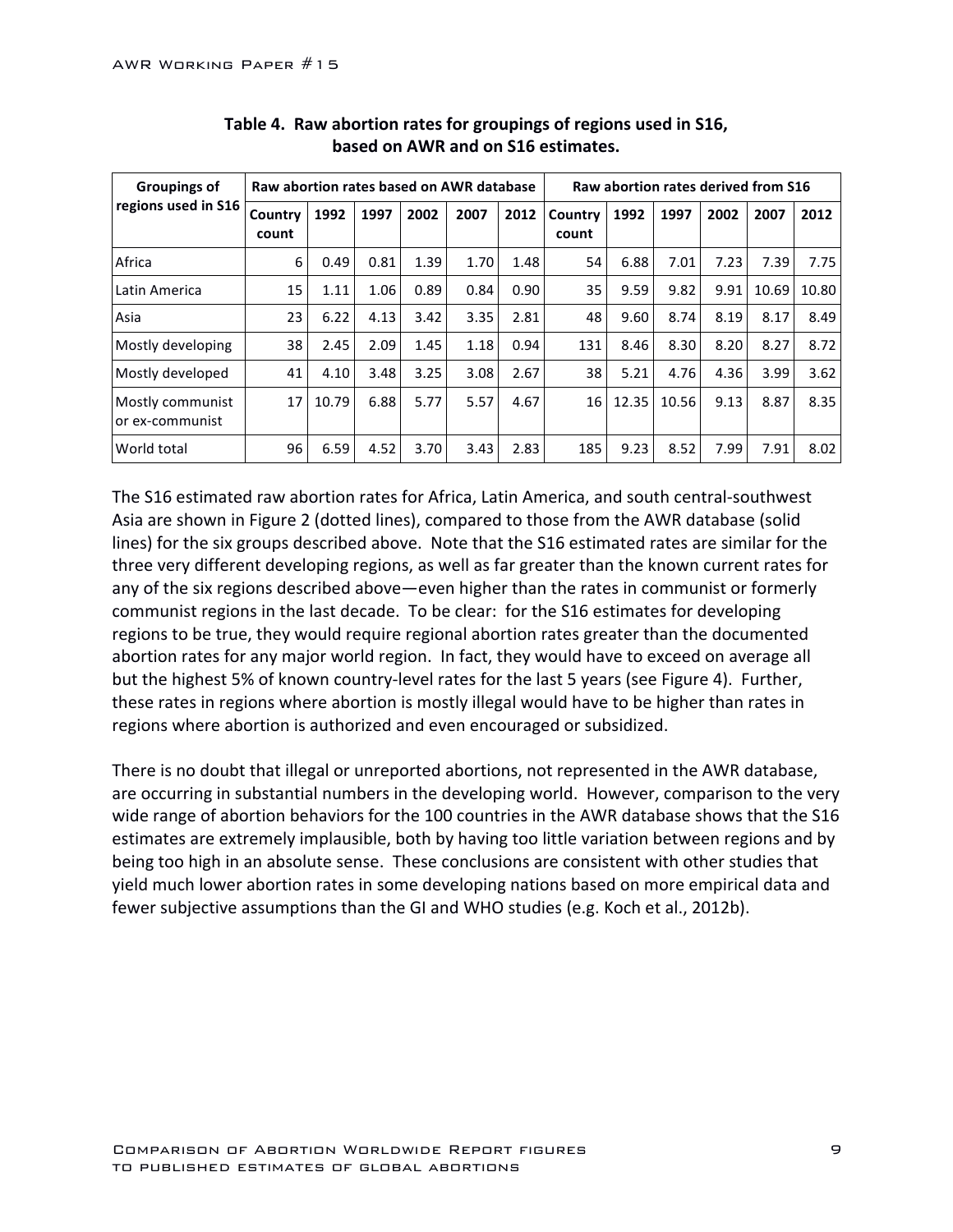**Table 4. Raw abortion rates for groupings of regions used in S16, based on AWR and on S16 estimates.**

| Groupings of regions used in S16 | Raw abortion rates based on AWR database | | | | | | Raw abortion rates derived from S16 | | | | | |
|---|---|---|---|---|---|---|---|---|---|---|---|---|
| | Country count | 1992 | 1997 | 2002 | 2007 | 2012 | Country count | 1992 | 1997 | 2002 | 2007 | 2012 |
| Africa | 6 | 0.49 | 0.81 | 1.39 | 1.70 | 1.48 | 54 | 6.88 | 7.01 | 7.23 | 7.39 | 7.75 |
| Latin America | 15 | 1.11 | 1.06 | 0.89 | 0.84 | 0.90 | 35 | 9.59 | 9.82 | 9.91 | 10.69 | 10.80 |
| Asia | 23 | 6.22 | 4.13 | 3.42 | 3.35 | 2.81 | 48 | 9.60 | 8.74 | 8.19 | 8.17 | 8.49 |
| Mostly developing | 38 | 2.45 | 2.09 | 1.45 | 1.18 | 0.94 | 131 | 8.46 | 8.30 | 8.20 | 8.27 | 8.72 |
| Mostly developed | 41 | 4.10 | 3.48 | 3.25 | 3.08 | 2.67 | 38 | 5.21 | 4.76 | 4.36 | 3.99 | 3.62 |
| Mostly communist or ex-communist | 17 | 10.79 | 6.88 | 5.77 | 5.57 | 4.67 | 16 | 12.35 | 10.56 | 9.13 | 8.87 | 8.35 |
| World total | 96 | 6.59 | 4.52 | 3.70 | 3.43 | 2.83 | 185 | 9.23 | 8.52 | 7.99 | 7.91 | 8.02 |

The S16 estimated raw abortion rates for Africa, Latin America, and south central-southwest Asia are shown in Figure 2 (dotted lines), compared to those from the AWR database (solid lines) for the six groups described above. Note that the S16 estimated rates are similar for the three very different developing regions, as well as far greater than the known current rates for any of the six regions described above—even higher than the rates in communist or formerly communist regions in the last decade. To be clear: for the S16 estimates for developing regions to be true, they would require regional abortion rates greater than the documented abortion rates for any major world region. In fact, they would have to exceed on average all but the highest 5% of known country-level rates for the last 5 years (see Figure 4). Further, these rates in regions where abortion is mostly illegal would have to be higher than rates in regions where abortion is authorized and even encouraged or subsidized.

There is no doubt that illegal or unreported abortions, not represented in the AWR database, are occurring in substantial numbers in the developing world. However, comparison to the very wide range of abortion behaviors for the 100 countries in the AWR database shows that the S16 estimates are extremely implausible, both by having too little variation between regions and by being too high in an absolute sense. These conclusions are consistent with other studies that yield much lower abortion rates in some developing nations based on more empirical data and fewer subjective assumptions than the GI and WHO studies (e.g. Koch et al., 2012b).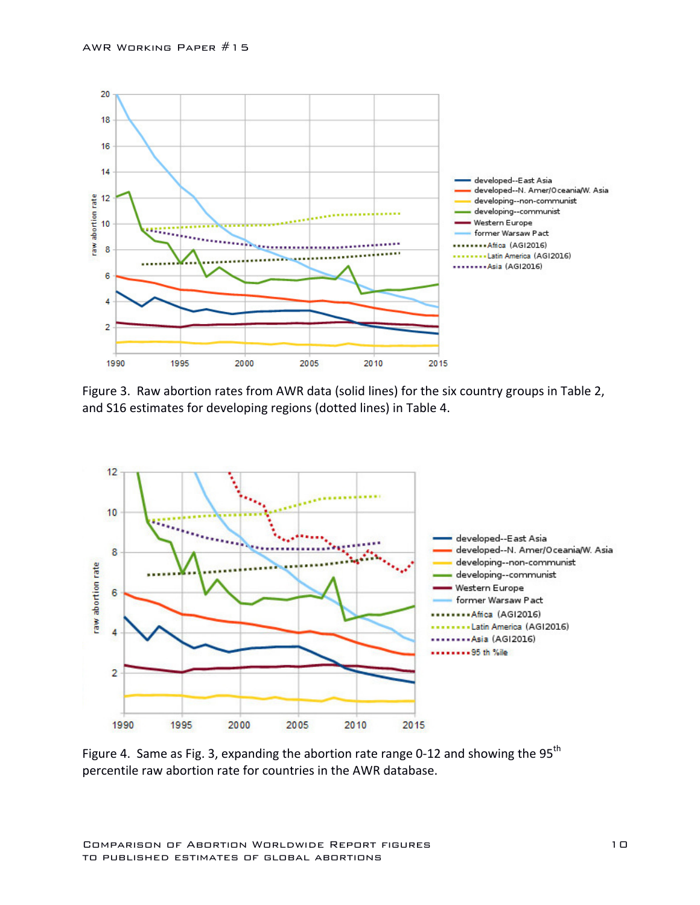Figure 3. Raw abortion rates from AWR data (solid lines) for the six country groups in Table 2, and S16 estimates for developing regions (dotted lines) in Table 4.

Figure 4. Same as Fig. 3, expanding the abortion rate range 0-12 and showing the 95th percentile raw abortion rate for countries in the AWR database.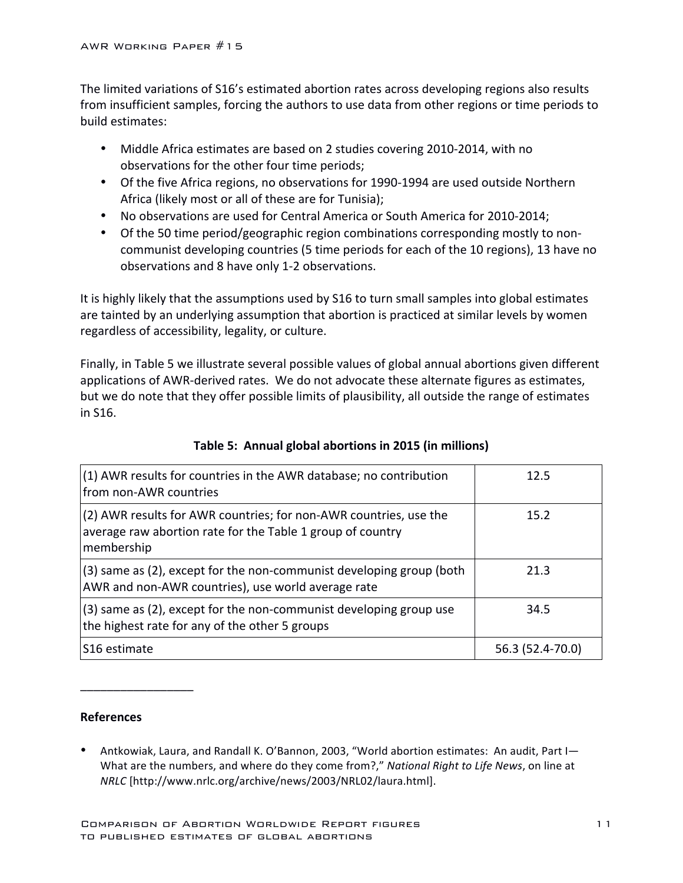The limited variations of S16's estimated abortion rates across developing regions also results from insufficient samples, forcing the authors to use data from other regions or time periods to build estimates:

- Middle Africa estimates are based on 2 studies covering 2010-2014, with no observations for the other four time periods;
- Of the five Africa regions, no observations for 1990-1994 are used outside Northern Africa (likely most or all of these are for Tunisia);
- No observations are used for Central America or South America for 2010-2014;
- Of the 50 time period/geographic region combinations corresponding mostly to non-communist developing countries (5 time periods for each of the 10 regions), 13 have no observations and 8 have only 1-2 observations.

It is highly likely that the assumptions used by S16 to turn small samples into global estimates are tainted by an underlying assumption that abortion is practiced at similar levels by women regardless of accessibility, legality, or culture.

Finally, in Table 5 we illustrate several possible values of global annual abortions given different applications of AWR-derived rates. We do not advocate these alternate figures as estimates, but we do note that they offer possible limits of plausibility, all outside the range of estimates in S16.

**Table 5: Annual global abortions in 2015 (in millions)**

| | |
|---|---|
| (1) AWR results for countries in the AWR database; no contribution from non-AWR countries | 12.5 |
| (2) AWR results for AWR countries; for non-AWR countries, use the average raw abortion rate for the Table 1 group of country membership | 15.2 |
| (3) same as (2), except for the non-communist developing group (both AWR and non-AWR countries), use world average rate | 21.3 |
| (3) same as (2), except for the non-communist developing group use the highest rate for any of the other 5 groups | 34.5 |
| S16 estimate | 56.3 (52.4-70.0) |

_________________

**References**

- Antkowiak, Laura, and Randall K. O'Bannon, 2003, "World abortion estimates: An audit, Part I—What are the numbers, and where do they come from?," *National Right to Life News*, on line at *NRLC* [http://www.nrlc.org/archive/news/2003/NRL02/laura.html].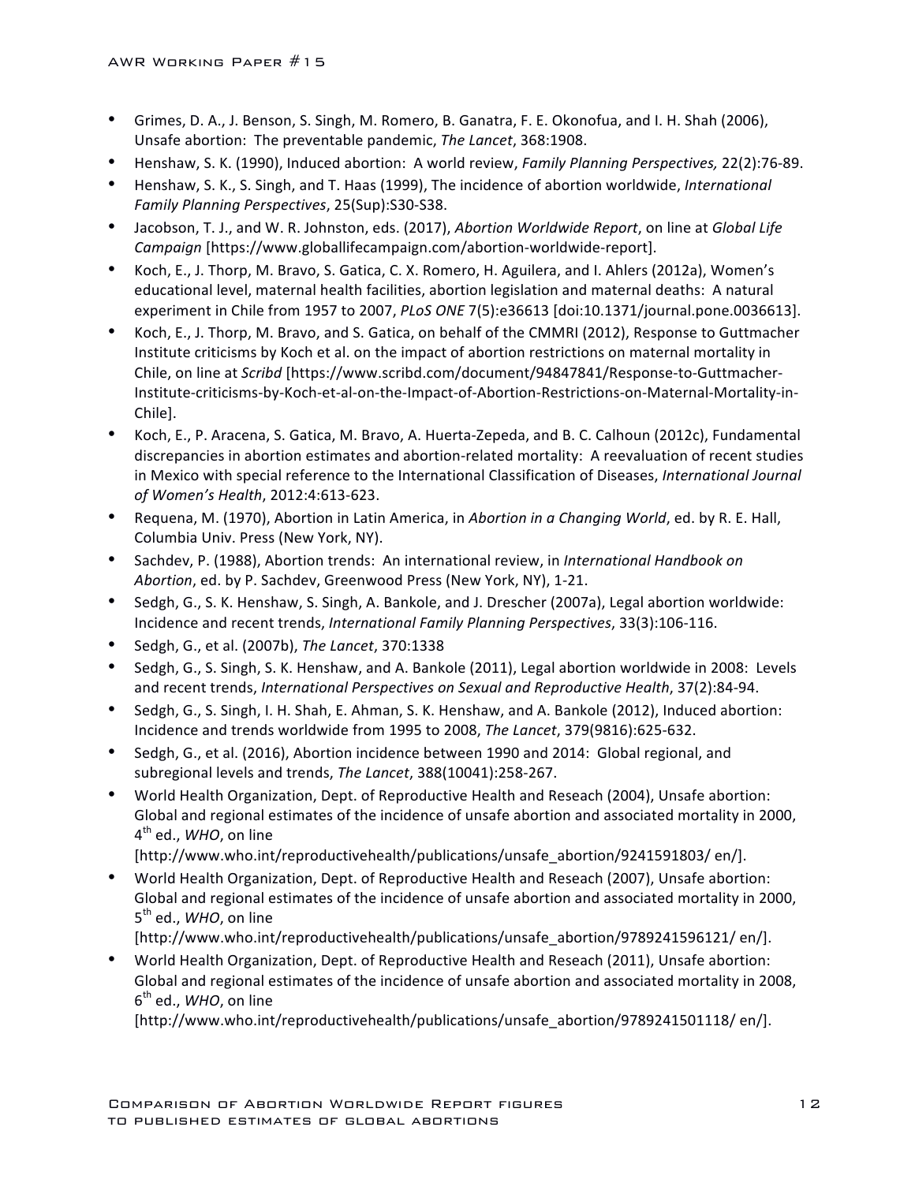- Grimes, D. A., J. Benson, S. Singh, M. Romero, B. Ganatra, F. E. Okonofua, and I. H. Shah (2006), Unsafe abortion: The preventable pandemic, *The Lancet*, 368:1908.
- Henshaw, S. K. (1990), Induced abortion: A world review, *Family Planning Perspectives,* 22(2):76-89.
- Henshaw, S. K., S. Singh, and T. Haas (1999), The incidence of abortion worldwide, *International Family Planning Perspectives*, 25(Sup):S30-S38.
- Jacobson, T. J., and W. R. Johnston, eds. (2017), *Abortion Worldwide Report*, on line at *Global Life Campaign* [https://www.globallifecampaign.com/abortion-worldwide-report].
- Koch, E., J. Thorp, M. Bravo, S. Gatica, C. X. Romero, H. Aguilera, and I. Ahlers (2012a), Women's educational level, maternal health facilities, abortion legislation and maternal deaths: A natural experiment in Chile from 1957 to 2007, *PLoS ONE* 7(5):e36613 [doi:10.1371/journal.pone.0036613].
- Koch, E., J. Thorp, M. Bravo, and S. Gatica, on behalf of the CMMRI (2012), Response to Guttmacher Institute criticisms by Koch et al. on the impact of abortion restrictions on maternal mortality in Chile, on line at *Scribd* [https://www.scribd.com/document/94847841/Response-to-Guttmacher-Institute-criticisms-by-Koch-et-al-on-the-Impact-of-Abortion-Restrictions-on-Maternal-Mortality-in-Chile].
- Koch, E., P. Aracena, S. Gatica, M. Bravo, A. Huerta-Zepeda, and B. C. Calhoun (2012c), Fundamental discrepancies in abortion estimates and abortion-related mortality: A reevaluation of recent studies in Mexico with special reference to the International Classification of Diseases, *International Journal of Women's Health*, 2012:4:613-623.
- Requena, M. (1970), Abortion in Latin America, in *Abortion in a Changing World*, ed. by R. E. Hall, Columbia Univ. Press (New York, NY).
- Sachdev, P. (1988), Abortion trends: An international review, in *International Handbook on Abortion*, ed. by P. Sachdev, Greenwood Press (New York, NY), 1-21.
- Sedgh, G., S. K. Henshaw, S. Singh, A. Bankole, and J. Drescher (2007a), Legal abortion worldwide: Incidence and recent trends, *International Family Planning Perspectives*, 33(3):106-116.
- Sedgh, G., et al. (2007b), *The Lancet*, 370:1338
- Sedgh, G., S. Singh, S. K. Henshaw, and A. Bankole (2011), Legal abortion worldwide in 2008: Levels and recent trends, *International Perspectives on Sexual and Reproductive Health*, 37(2):84-94.
- Sedgh, G., S. Singh, I. H. Shah, E. Ahman, S. K. Henshaw, and A. Bankole (2012), Induced abortion: Incidence and trends worldwide from 1995 to 2008, *The Lancet*, 379(9816):625-632.
- Sedgh, G., et al. (2016), Abortion incidence between 1990 and 2014: Global regional, and subregional levels and trends, *The Lancet*, 388(10041):258-267.
- World Health Organization, Dept. of Reproductive Health and Reseach (2004), Unsafe abortion: Global and regional estimates of the incidence of unsafe abortion and associated mortality in 2000, 4th ed., *WHO*, on line [http://www.who.int/reproductivehealth/publications/unsafe_abortion/9241591803/ en/].
- World Health Organization, Dept. of Reproductive Health and Reseach (2007), Unsafe abortion: Global and regional estimates of the incidence of unsafe abortion and associated mortality in 2000, 5th ed., *WHO*, on line [http://www.who.int/reproductivehealth/publications/unsafe_abortion/9789241596121/ en/].
- World Health Organization, Dept. of Reproductive Health and Reseach (2011), Unsafe abortion: Global and regional estimates of the incidence of unsafe abortion and associated mortality in 2008, 6th ed., *WHO*, on line [http://www.who.int/reproductivehealth/publications/unsafe_abortion/9789241501118/ en/].